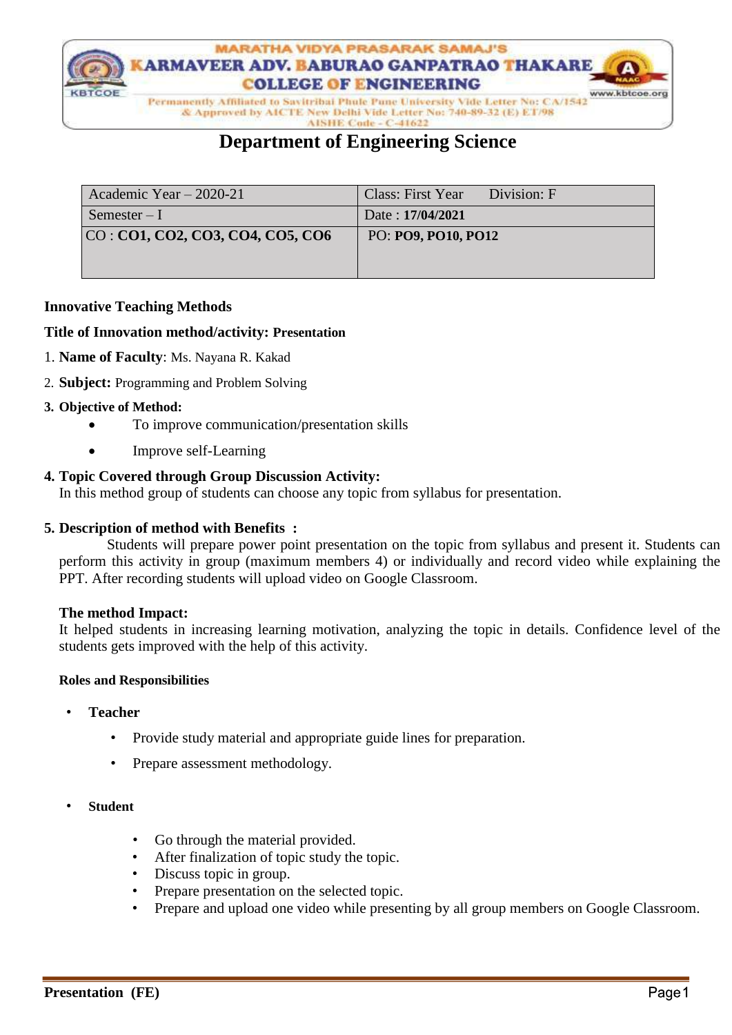MARATHA VIDYA PRASARAK SAMAJ'S

KARMAVEER ADV. BABURAO GANPATRAO THAKARE COLLEGE OF ENGINEERING

Permanently Affiliated to Savitribai Phule Pune University Vide Letter No: CA/1542 & Approved by AICTE New Delhi Vide Letter No: 740-89-32 (E) ET/98 AISHE Code - C-41622

KBTCOE www.kbtcoe.org

# Department of Engineering Science

| Academic Year – 2020-21 | Class: First Year Division: F |
|---|---|
| Semester – I | Date : **17/04/2021** |
| CO : **CO1, CO2, CO3, CO4, CO5, CO6** | PO: **PO9, PO10, PO12** |

**Innovative Teaching Methods**

**Title of Innovation method/activity: Presentation**

1. **Name of Faculty**: Ms. Nayana R. Kakad
2. **Subject:** Programming and Problem Solving

**3. Objective of Method:**

- To improve communication/presentation skills
- Improve self-Learning

**4. Topic Covered through Group Discussion Activity:**

In this method group of students can choose any topic from syllabus for presentation.

**5. Description of method with Benefits :**

Students will prepare power point presentation on the topic from syllabus and present it. Students can perform this activity in group (maximum members 4) or individually and record video while explaining the PPT. After recording students will upload video on Google Classroom.

**The method Impact:**

It helped students in increasing learning motivation, analyzing the topic in details. Confidence level of the students gets improved with the help of this activity.

**Roles and Responsibilities**

- **Teacher**
  - Provide study material and appropriate guide lines for preparation.
  - Prepare assessment methodology.

- **Student**
  - Go through the material provided.
  - After finalization of topic study the topic.
  - Discuss topic in group.
  - Prepare presentation on the selected topic.
  - Prepare and upload one video while presenting by all group members on Google Classroom.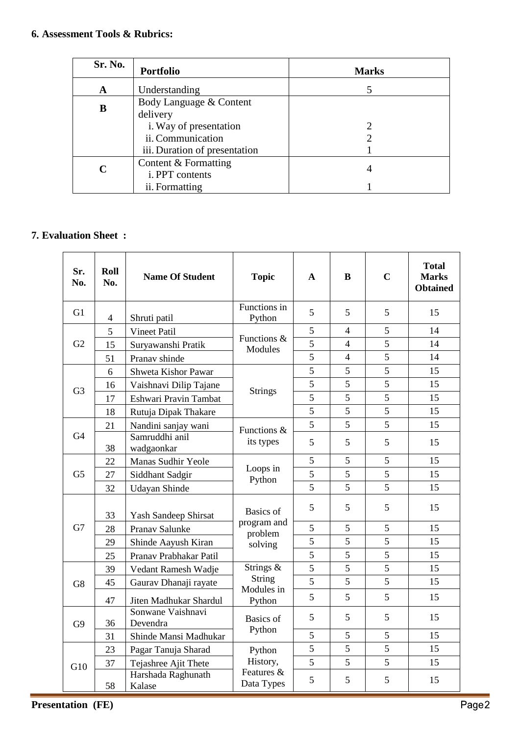**6. Assessment Tools & Rubrics:**

| Sr. No. | Portfolio | Marks |
|---|---|---|
| A | Understanding | 5 |
| B | Body Language & Content delivery | |
| | i. Way of presentation | 2 |
| | ii. Communication | 2 |
| | iii. Duration of presentation | 1 |
| C | Content & Formatting | |
| | i. PPT contents | 4 |
| | ii. Formatting | 1 |

**7. Evaluation Sheet :**

| Sr. No. | Roll No. | Name Of Student | Topic | A | B | C | Total Marks Obtained |
|---|---|---|---|---|---|---|---|
| G1 | 4 | Shruti patil | Functions in Python | 5 | 5 | 5 | 15 |
| G2 | 5 | Vineet Patil | Functions & Modules | 5 | 4 | 5 | 14 |
| | 15 | Suryawanshi Pratik | | 5 | 4 | 5 | 14 |
| | 51 | Pranav shinde | | 5 | 4 | 5 | 14 |
| G3 | 6 | Shweta Kishor Pawar | Strings | 5 | 5 | 5 | 15 |
| | 16 | Vaishnavi Dilip Tajane | | 5 | 5 | 5 | 15 |
| | 17 | Eshwari Pravin Tambat | | 5 | 5 | 5 | 15 |
| | 18 | Rutuja Dipak Thakare | | 5 | 5 | 5 | 15 |
| G4 | 21 | Nandini sanjay wani | Functions & its types | 5 | 5 | 5 | 15 |
| | 38 | Samruddhi anil wadgaonkar | | 5 | 5 | 5 | 15 |
| G5 | 22 | Manas Sudhir Yeole | Loops in Python | 5 | 5 | 5 | 15 |
| | 27 | Siddhant Sadgir | | 5 | 5 | 5 | 15 |
| | 32 | Udayan Shinde | | 5 | 5 | 5 | 15 |
| G7 | 33 | Yash Sandeep Shirsat | Basics of program and problem solving | 5 | 5 | 5 | 15 |
| | 28 | Pranav Salunke | | 5 | 5 | 5 | 15 |
| | 29 | Shinde Aayush Kiran | | 5 | 5 | 5 | 15 |
| | 25 | Pranav Prabhakar Patil | | 5 | 5 | 5 | 15 |
| G8 | 39 | Vedant Ramesh Wadje | Strings & String Modules in Python | 5 | 5 | 5 | 15 |
| | 45 | Gaurav Dhanaji rayate | | 5 | 5 | 5 | 15 |
| | 47 | Jiten Madhukar Shardul | | 5 | 5 | 5 | 15 |
| G9 | 36 | Sonwane Vaishnavi Devendra | Basics of Python | 5 | 5 | 5 | 15 |
| | 31 | Shinde Mansi Madhukar | | 5 | 5 | 5 | 15 |
| G10 | 23 | Pagar Tanuja Sharad | Python History, Features & Data Types | 5 | 5 | 5 | 15 |
| | 37 | Tejashree Ajit Thete | | 5 | 5 | 5 | 15 |
| | 58 | Harshada Raghunath Kalase | | 5 | 5 | 5 | 15 |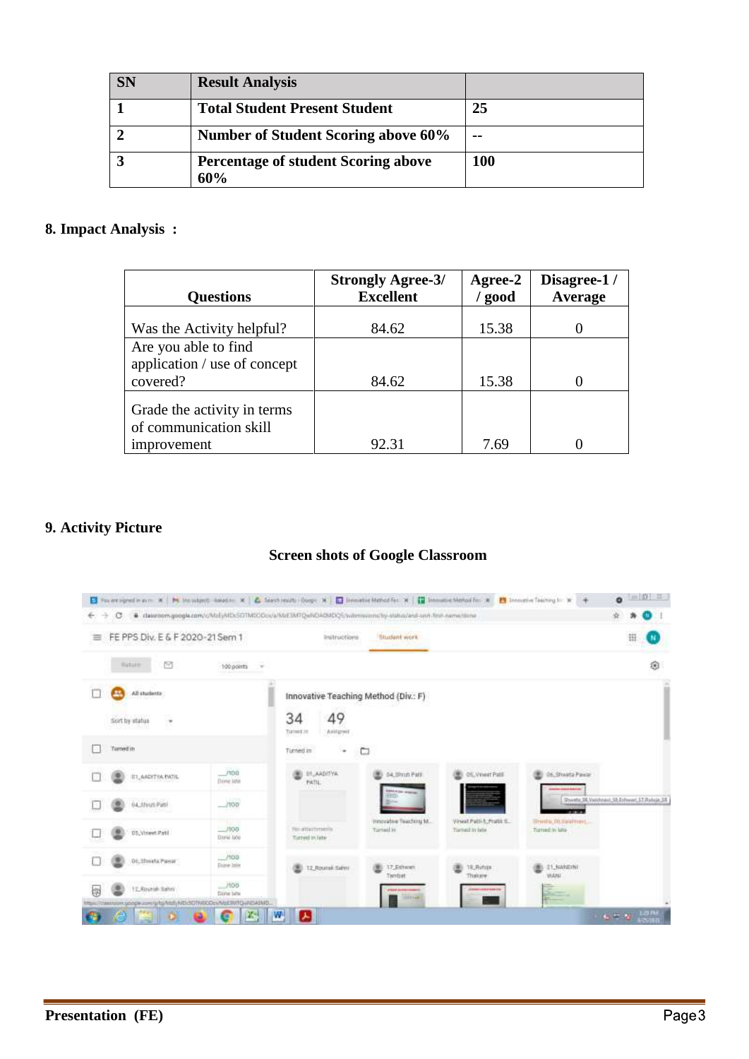| SN | Result Analysis | |
|---|---|---|
| 1 | Total Student Present Student | 25 |
| 2 | Number of Student Scoring above 60% | -- |
| 3 | Percentage of student Scoring above 60% | 100 |

**8. Impact Analysis :**

| Questions | Strongly Agree-3/ Excellent | Agree-2 / good | Disagree-1 / Average |
|---|---|---|---|
| Was the Activity helpful? | 84.62 | 15.38 | 0 |
| Are you able to find application / use of concept covered? | 84.62 | 15.38 | 0 |
| Grade the activity in terms of communication skill improvement | 92.31 | 7.69 | 0 |

**9. Activity Picture**

**Screen shots of Google Classroom**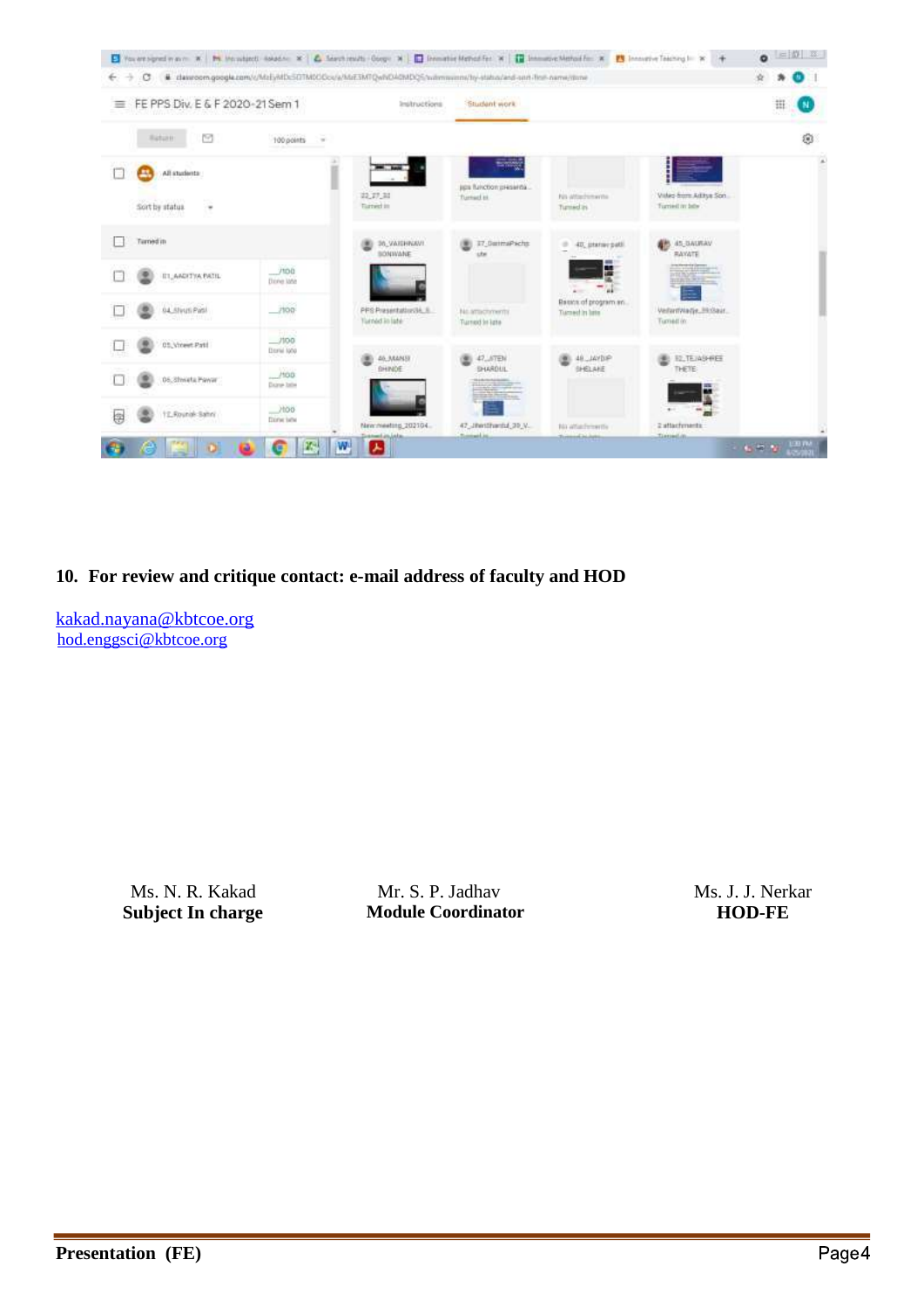## 10. For review and critique contact: e-mail address of faculty and HOD

kakad.nayana@kbtcoe.org
hod.enggsci@kbtcoe.org

| | | |
|---|---|---|
| Ms. N. R. Kakad | Mr. S. P. Jadhav | Ms. J. J. Nerkar |
| **Subject In charge** | **Module Coordinator** | **HOD-FE** |